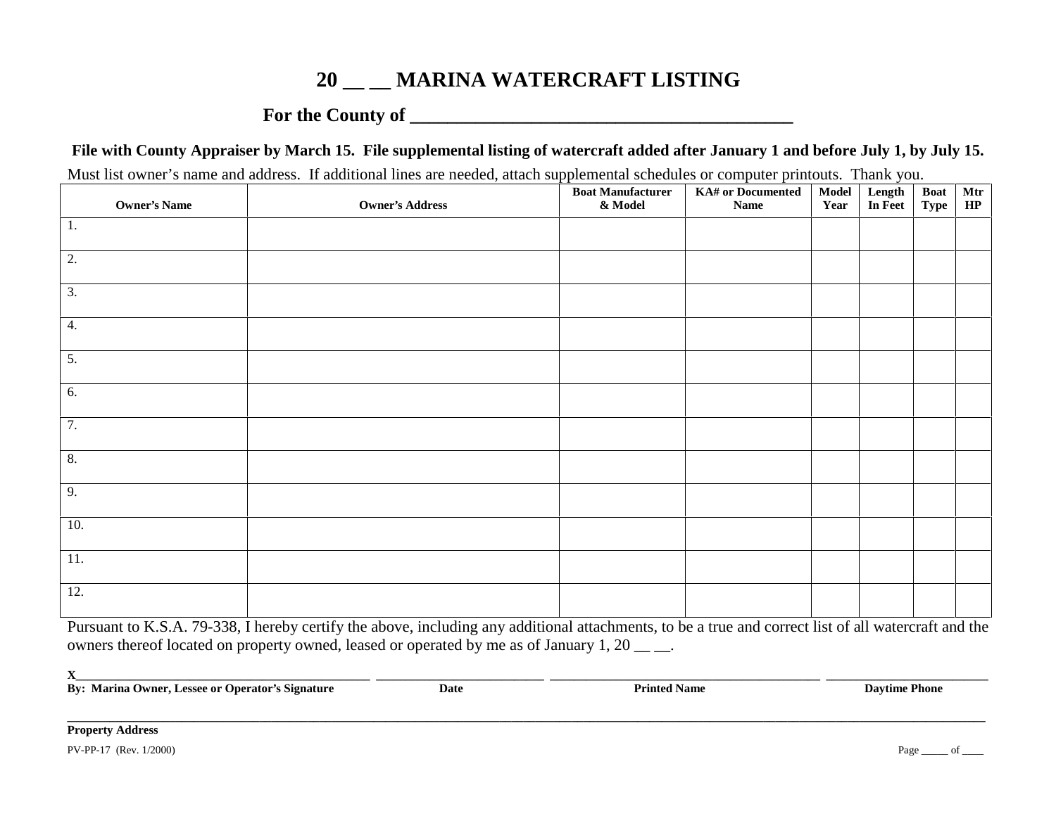# 20 __ __ MARINA WATERCRAFT LISTING

## For the County of ________________________________________

**File with County Appraiser by March 15. File supplemental listing of watercraft added after January 1 and before July 1, by July 15.**

Must list owner's name and address. If additional lines are needed, attach supplemental schedules or computer printouts. Thank you.

| Owner's Name | Owner's Address | Boat Manufacturer & Model | KA# or Documented Name | Model Year | Length In Feet | Boat Type | Mtr HP |
|---|---|---|---|---|---|---|---|
| 1. | | | | | | | |
| 2. | | | | | | | |
| 3. | | | | | | | |
| 4. | | | | | | | |
| 5. | | | | | | | |
| 6. | | | | | | | |
| 7. | | | | | | | |
| 8. | | | | | | | |
| 9. | | | | | | | |
| 10. | | | | | | | |
| 11. | | | | | | | |
| 12. | | | | | | | |

Pursuant to K.S.A. 79-338, I hereby certify the above, including any additional attachments, to be a true and correct list of all watercraft and the owners thereof located on property owned, leased or operated by me as of January 1, 20 __ __.

X________________________________________ ________________________ ______________________________________ ______________________

**By: Marina Owner, Lessee or Operator's Signature** | **Date** | **Printed Name** | **Daytime Phone**

_____________________________________________________________________________________________________________

**Property Address**

PV-PP-17 (Rev. 1/2000)

Page _____ of ____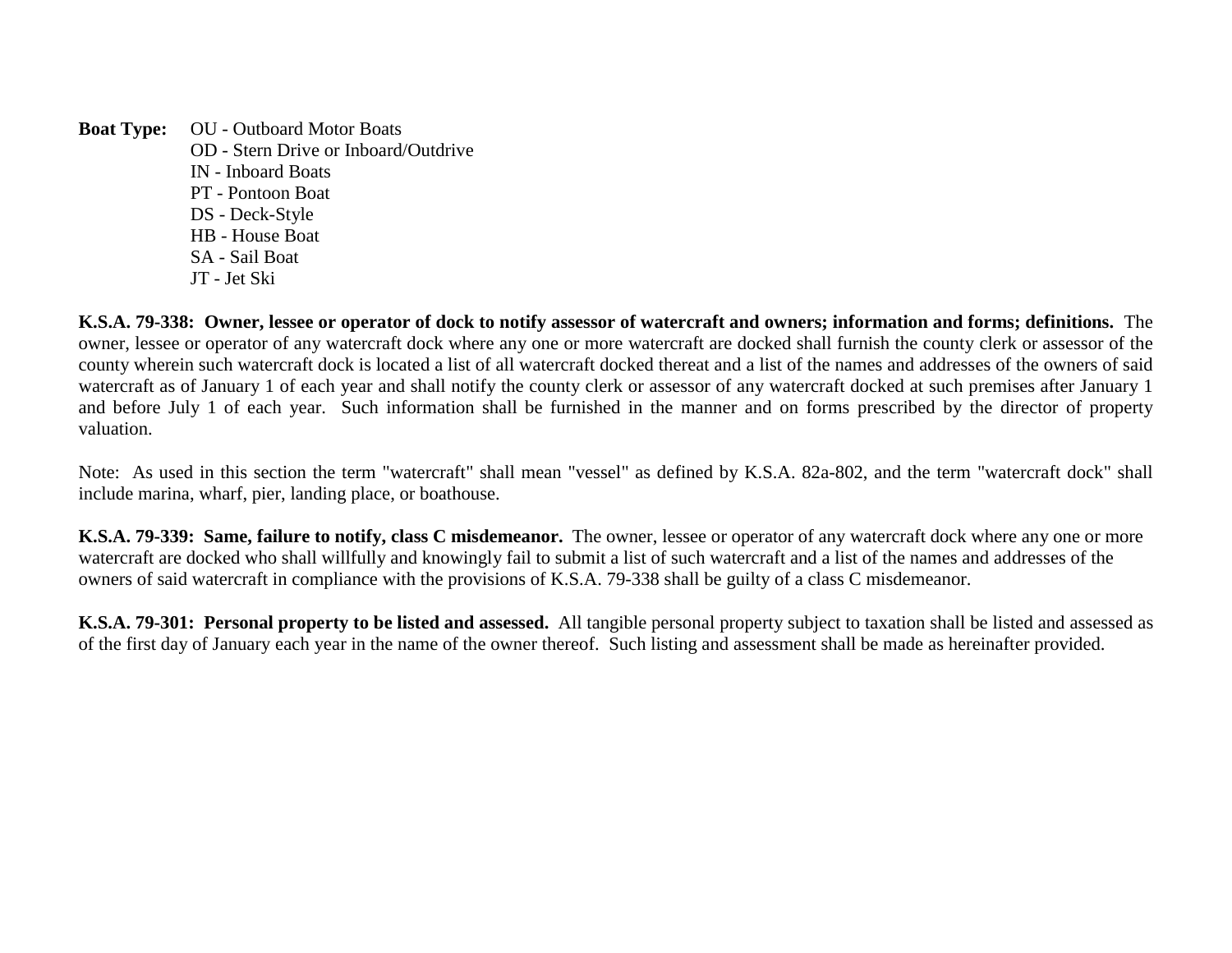**Boat Type:** OU - Outboard Motor Boats
OD - Stern Drive or Inboard/Outdrive
IN - Inboard Boats
PT - Pontoon Boat
DS - Deck-Style
HB - House Boat
SA - Sail Boat
JT - Jet Ski

**K.S.A. 79-338: Owner, lessee or operator of dock to notify assessor of watercraft and owners; information and forms; definitions.** The owner, lessee or operator of any watercraft dock where any one or more watercraft are docked shall furnish the county clerk or assessor of the county wherein such watercraft dock is located a list of all watercraft docked thereat and a list of the names and addresses of the owners of said watercraft as of January 1 of each year and shall notify the county clerk or assessor of any watercraft docked at such premises after January 1 and before July 1 of each year. Such information shall be furnished in the manner and on forms prescribed by the director of property valuation.

Note: As used in this section the term "watercraft" shall mean "vessel" as defined by K.S.A. 82a-802, and the term "watercraft dock" shall include marina, wharf, pier, landing place, or boathouse.

**K.S.A. 79-339: Same, failure to notify, class C misdemeanor.** The owner, lessee or operator of any watercraft dock where any one or more watercraft are docked who shall willfully and knowingly fail to submit a list of such watercraft and a list of the names and addresses of the owners of said watercraft in compliance with the provisions of K.S.A. 79-338 shall be guilty of a class C misdemeanor.

**K.S.A. 79-301: Personal property to be listed and assessed.** All tangible personal property subject to taxation shall be listed and assessed as of the first day of January each year in the name of the owner thereof. Such listing and assessment shall be made as hereinafter provided.